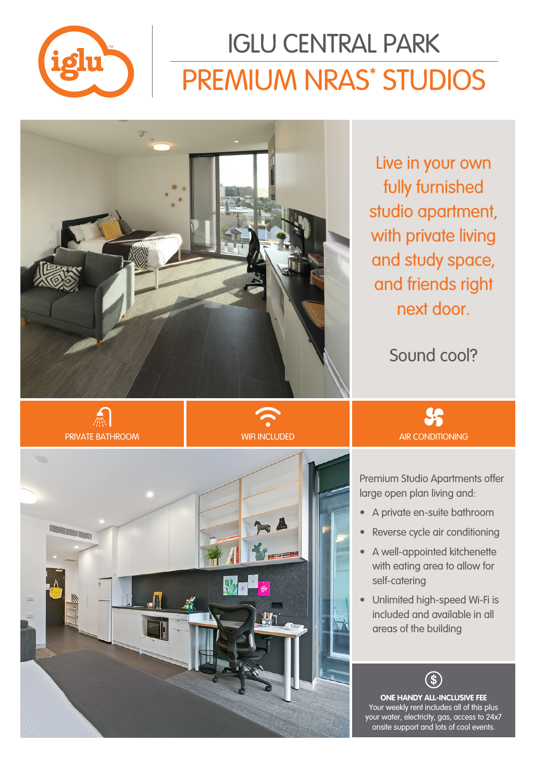# IGLU CENTRAL PARK

## PREMIUM NRAS* STUDIOS

Live in your own fully furnished studio apartment, with private living and study space, and friends right next door.

Sound cool?

PRIVATE BATHROOM

WIFI INCLUDED

AIR CONDITIONING

Premium Studio Apartments offer large open plan living and:

- A private en-suite bathroom
- Reverse cycle air conditioning
- A well-appointed kitchenette with eating area to allow for self-catering
- Unlimited high-speed Wi-Fi is included and available in all areas of the building

**ONE HANDY ALL-INCLUSIVE FEE**

Your weekly rent includes all of this plus your water, electricity, gas, access to 24x7 onsite support and lots of cool events.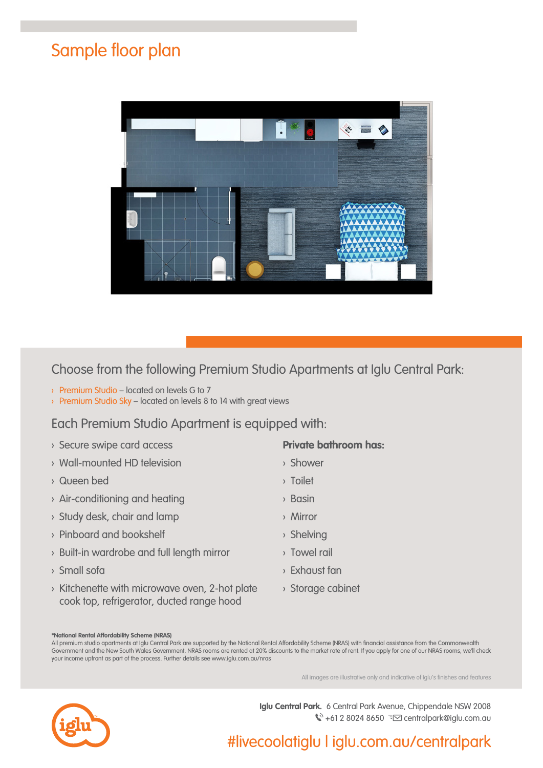# Sample floor plan

## Choose from the following Premium Studio Apartments at Iglu Central Park:

- Premium Studio – located on levels G to 7
- Premium Studio Sky – located on levels 8 to 14 with great views

## Each Premium Studio Apartment is equipped with:

- Secure swipe card access
- Wall-mounted HD television
- Queen bed
- Air-conditioning and heating
- Study desk, chair and lamp
- Pinboard and bookshelf
- Built-in wardrobe and full length mirror
- Small sofa
- Kitchenette with microwave oven, 2-hot plate cook top, refrigerator, ducted range hood

**Private bathroom has:**

- Shower
- Toilet
- Basin
- Mirror
- Shelving
- Towel rail
- Exhaust fan
- Storage cabinet

**\*National Rental Affordability Scheme (NRAS)**
All premium studio apartments at Iglu Central Park are supported by the National Rental Affordability Scheme (NRAS) with financial assistance from the Commonwealth Government and the New South Wales Government. NRAS rooms are rented at 20% discounts to the market rate of rent. If you apply for one of our NRAS rooms, we'll check your income upfront as part of the process. Further details see www.iglu.com.au/nras

All images are illustrative only and indicative of Iglu's finishes and features

iglu

**Iglu Central Park.** 6 Central Park Avenue, Chippendale NSW 2008
+61 2 8024 8650 centralpark@iglu.com.au

#livecoolatiglu | iglu.com.au/centralpark